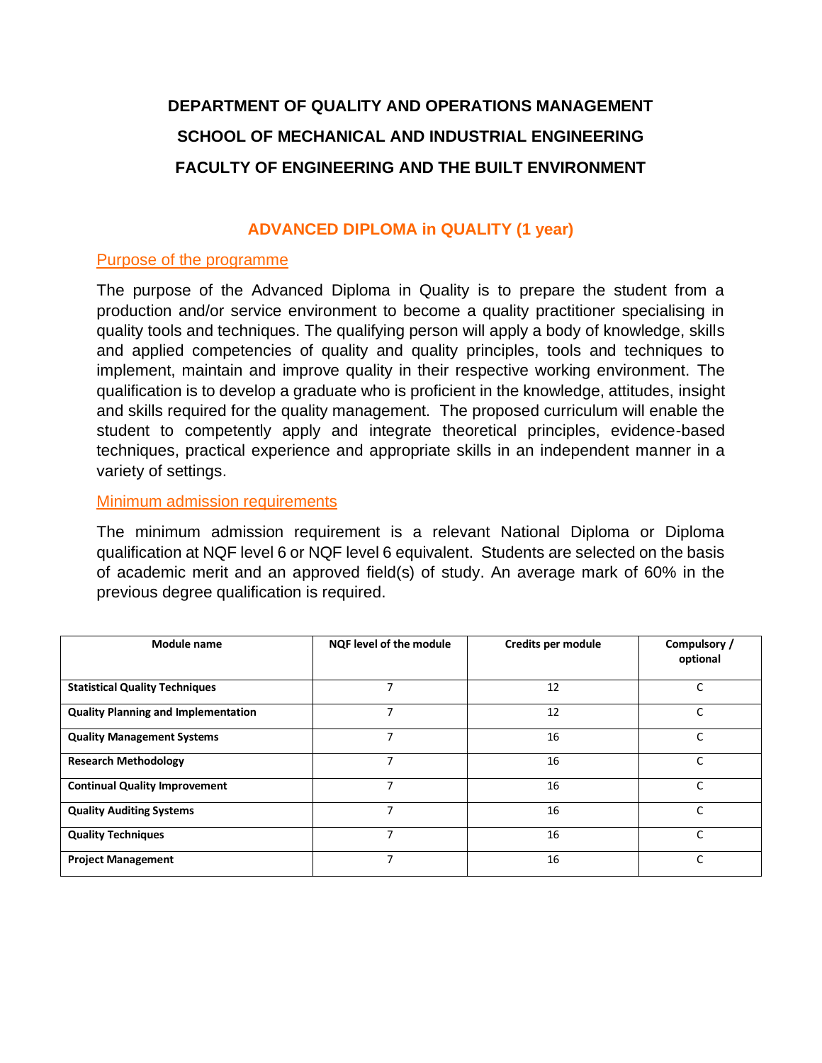# DEPARTMENT OF QUALITY AND OPERATIONS MANAGEMENT

# SCHOOL OF MECHANICAL AND INDUSTRIAL ENGINEERING

# FACULTY OF ENGINEERING AND THE BUILT ENVIRONMENT

## ADVANCED DIPLOMA in QUALITY (1 year)

### Purpose of the programme

The purpose of the Advanced Diploma in Quality is to prepare the student from a production and/or service environment to become a quality practitioner specialising in quality tools and techniques. The qualifying person will apply a body of knowledge, skills and applied competencies of quality and quality principles, tools and techniques to implement, maintain and improve quality in their respective working environment. The qualification is to develop a graduate who is proficient in the knowledge, attitudes, insight and skills required for the quality management. The proposed curriculum will enable the student to competently apply and integrate theoretical principles, evidence-based techniques, practical experience and appropriate skills in an independent manner in a variety of settings.

### Minimum admission requirements

The minimum admission requirement is a relevant National Diploma or Diploma qualification at NQF level 6 or NQF level 6 equivalent. Students are selected on the basis of academic merit and an approved field(s) of study. An average mark of 60% in the previous degree qualification is required.

| Module name | NQF level of the module | Credits per module | Compulsory / optional |
|---|---|---|---|
| **Statistical Quality Techniques** | 7 | 12 | C |
| **Quality Planning and Implementation** | 7 | 12 | C |
| **Quality Management Systems** | 7 | 16 | C |
| **Research Methodology** | 7 | 16 | C |
| **Continual Quality Improvement** | 7 | 16 | C |
| **Quality Auditing Systems** | 7 | 16 | C |
| **Quality Techniques** | 7 | 16 | C |
| **Project Management** | 7 | 16 | C |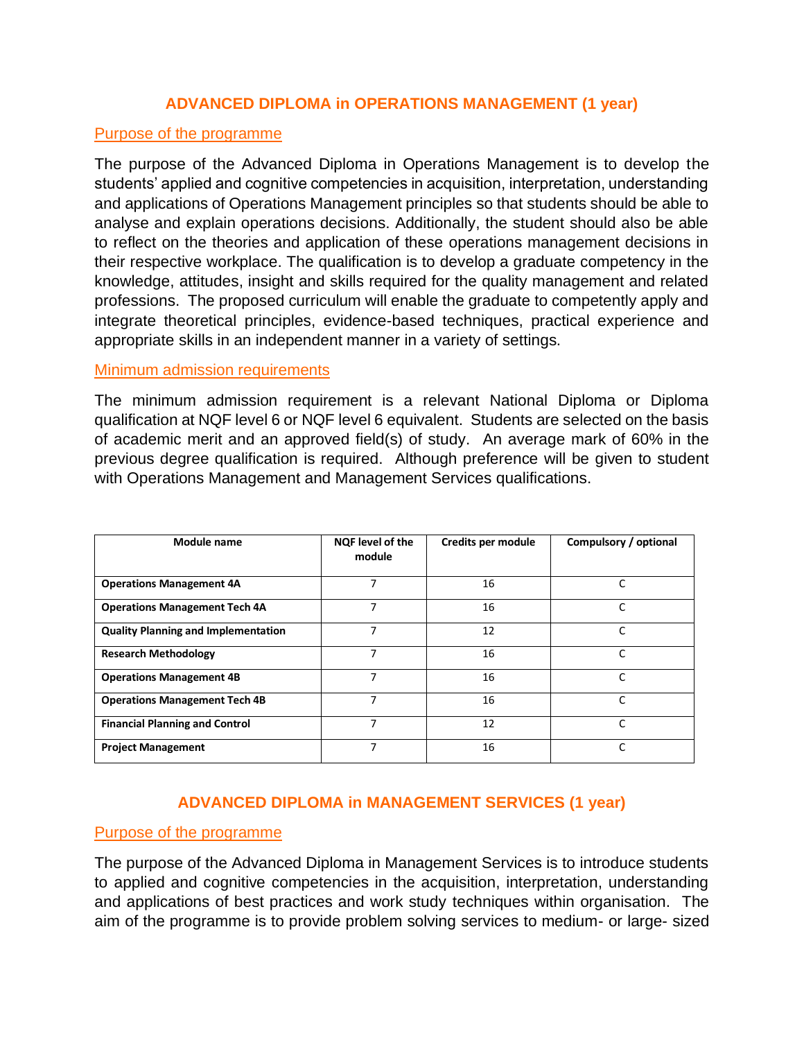## ADVANCED DIPLOMA in OPERATIONS MANAGEMENT (1 year)

### Purpose of the programme

The purpose of the Advanced Diploma in Operations Management is to develop the students' applied and cognitive competencies in acquisition, interpretation, understanding and applications of Operations Management principles so that students should be able to analyse and explain operations decisions. Additionally, the student should also be able to reflect on the theories and application of these operations management decisions in their respective workplace. The qualification is to develop a graduate competency in the knowledge, attitudes, insight and skills required for the quality management and related professions. The proposed curriculum will enable the graduate to competently apply and integrate theoretical principles, evidence-based techniques, practical experience and appropriate skills in an independent manner in a variety of settings.

### Minimum admission requirements

The minimum admission requirement is a relevant National Diploma or Diploma qualification at NQF level 6 or NQF level 6 equivalent. Students are selected on the basis of academic merit and an approved field(s) of study. An average mark of 60% in the previous degree qualification is required. Although preference will be given to student with Operations Management and Management Services qualifications.

| Module name | NQF level of the module | Credits per module | Compulsory / optional |
|---|---|---|---|
| **Operations Management 4A** | 7 | 16 | C |
| **Operations Management Tech 4A** | 7 | 16 | C |
| **Quality Planning and Implementation** | 7 | 12 | C |
| **Research Methodology** | 7 | 16 | C |
| **Operations Management 4B** | 7 | 16 | C |
| **Operations Management Tech 4B** | 7 | 16 | C |
| **Financial Planning and Control** | 7 | 12 | C |
| **Project Management** | 7 | 16 | C |

## ADVANCED DIPLOMA in MANAGEMENT SERVICES (1 year)

### Purpose of the programme

The purpose of the Advanced Diploma in Management Services is to introduce students to applied and cognitive competencies in the acquisition, interpretation, understanding and applications of best practices and work study techniques within organisation. The aim of the programme is to provide problem solving services to medium- or large- sized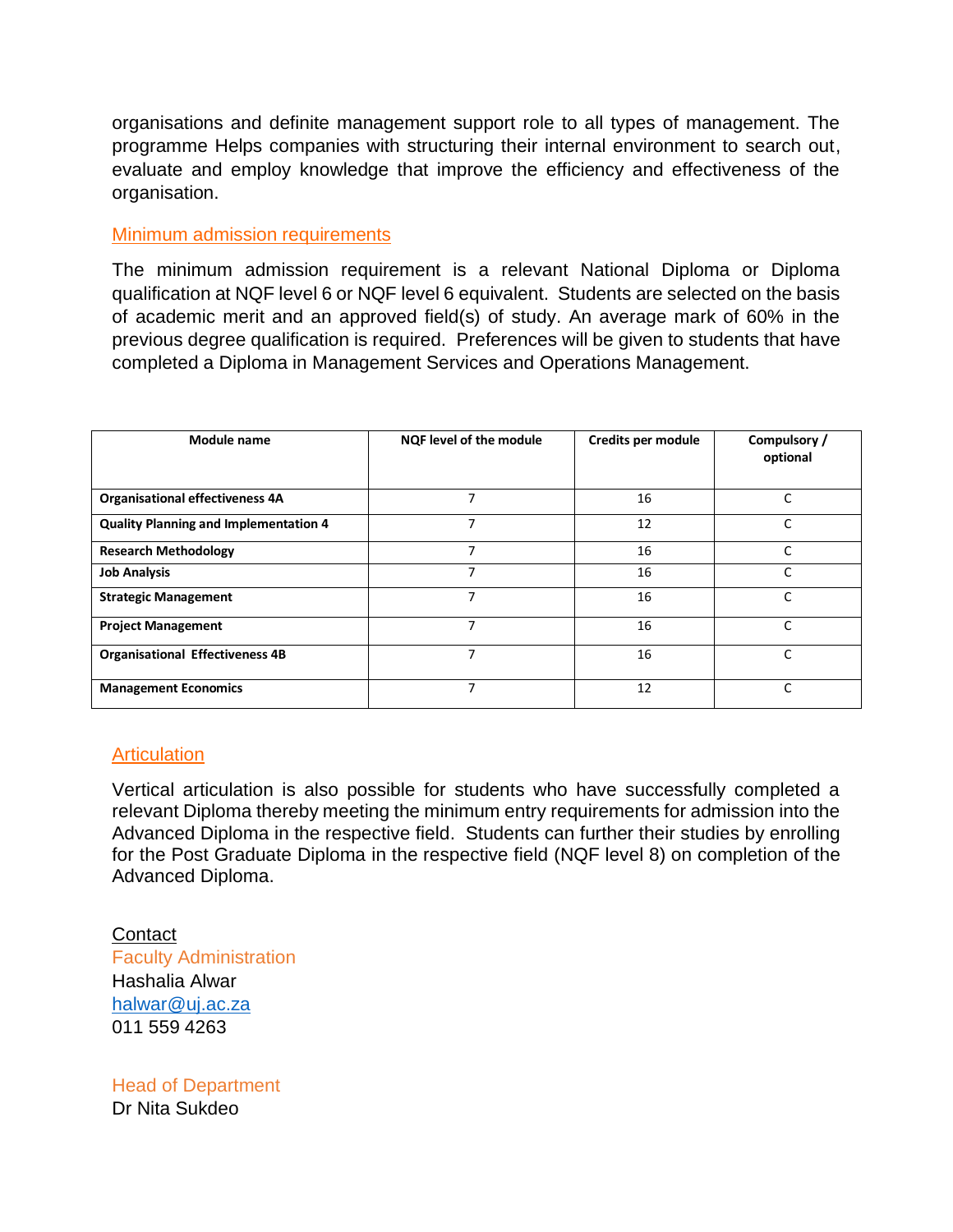organisations and definite management support role to all types of management. The programme Helps companies with structuring their internal environment to search out, evaluate and employ knowledge that improve the efficiency and effectiveness of the organisation.

## Minimum admission requirements

The minimum admission requirement is a relevant National Diploma or Diploma qualification at NQF level 6 or NQF level 6 equivalent. Students are selected on the basis of academic merit and an approved field(s) of study. An average mark of 60% in the previous degree qualification is required. Preferences will be given to students that have completed a Diploma in Management Services and Operations Management.

| Module name | NQF level of the module | Credits per module | Compulsory / optional |
|---|---|---|---|
| **Organisational effectiveness 4A** | 7 | 16 | C |
| **Quality Planning and Implementation 4** | 7 | 12 | C |
| **Research Methodology** | 7 | 16 | C |
| **Job Analysis** | 7 | 16 | C |
| **Strategic Management** | 7 | 16 | C |
| **Project Management** | 7 | 16 | C |
| **Organisational Effectiveness 4B** | 7 | 16 | C |
| **Management Economics** | 7 | 12 | C |

## Articulation

Vertical articulation is also possible for students who have successfully completed a relevant Diploma thereby meeting the minimum entry requirements for admission into the Advanced Diploma in the respective field. Students can further their studies by enrolling for the Post Graduate Diploma in the respective field (NQF level 8) on completion of the Advanced Diploma.

Contact

Faculty Administration
Hashalia Alwar
halwar@uj.ac.za
011 559 4263

Head of Department
Dr Nita Sukdeo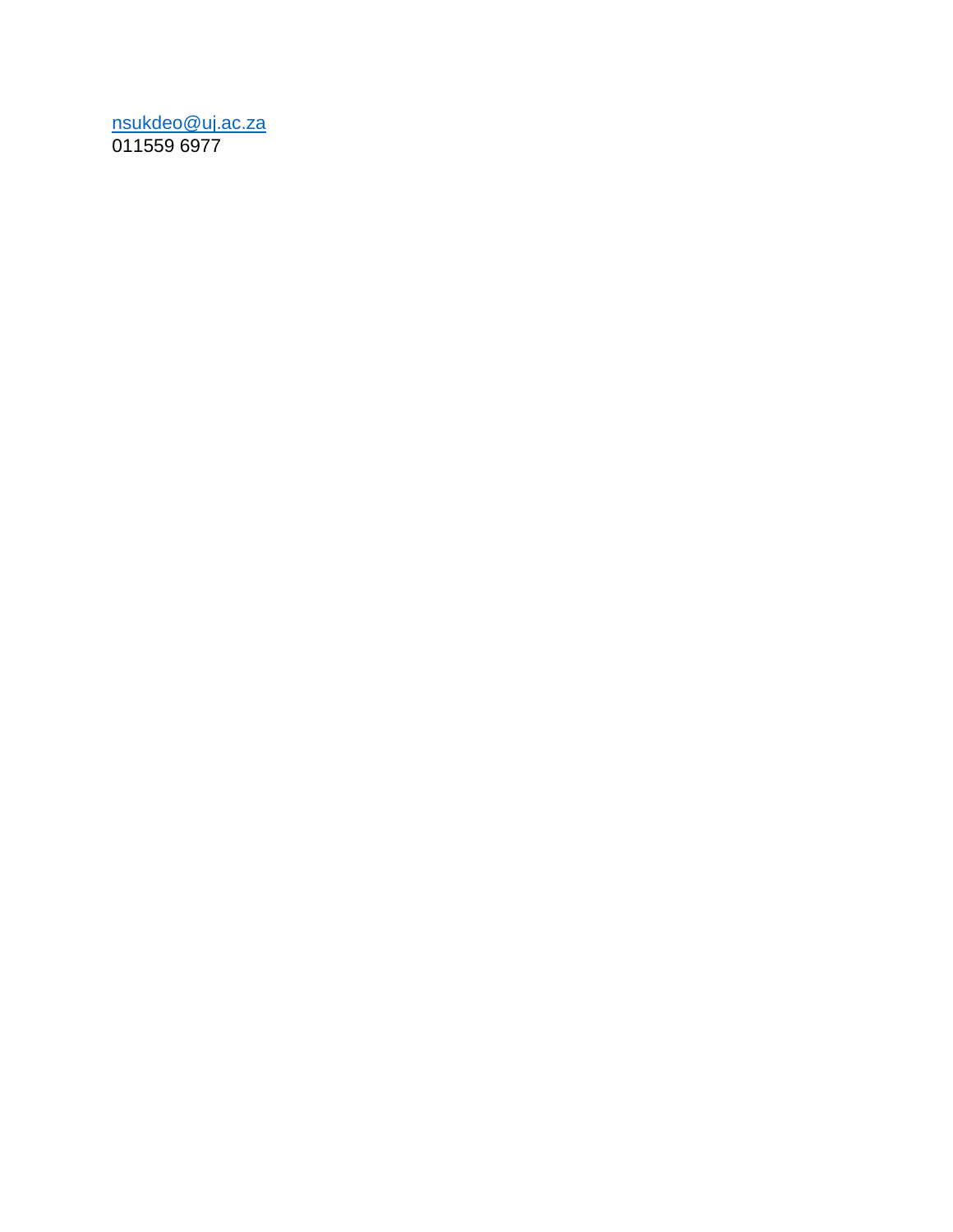nsukdeo@uj.ac.za
011559 6977